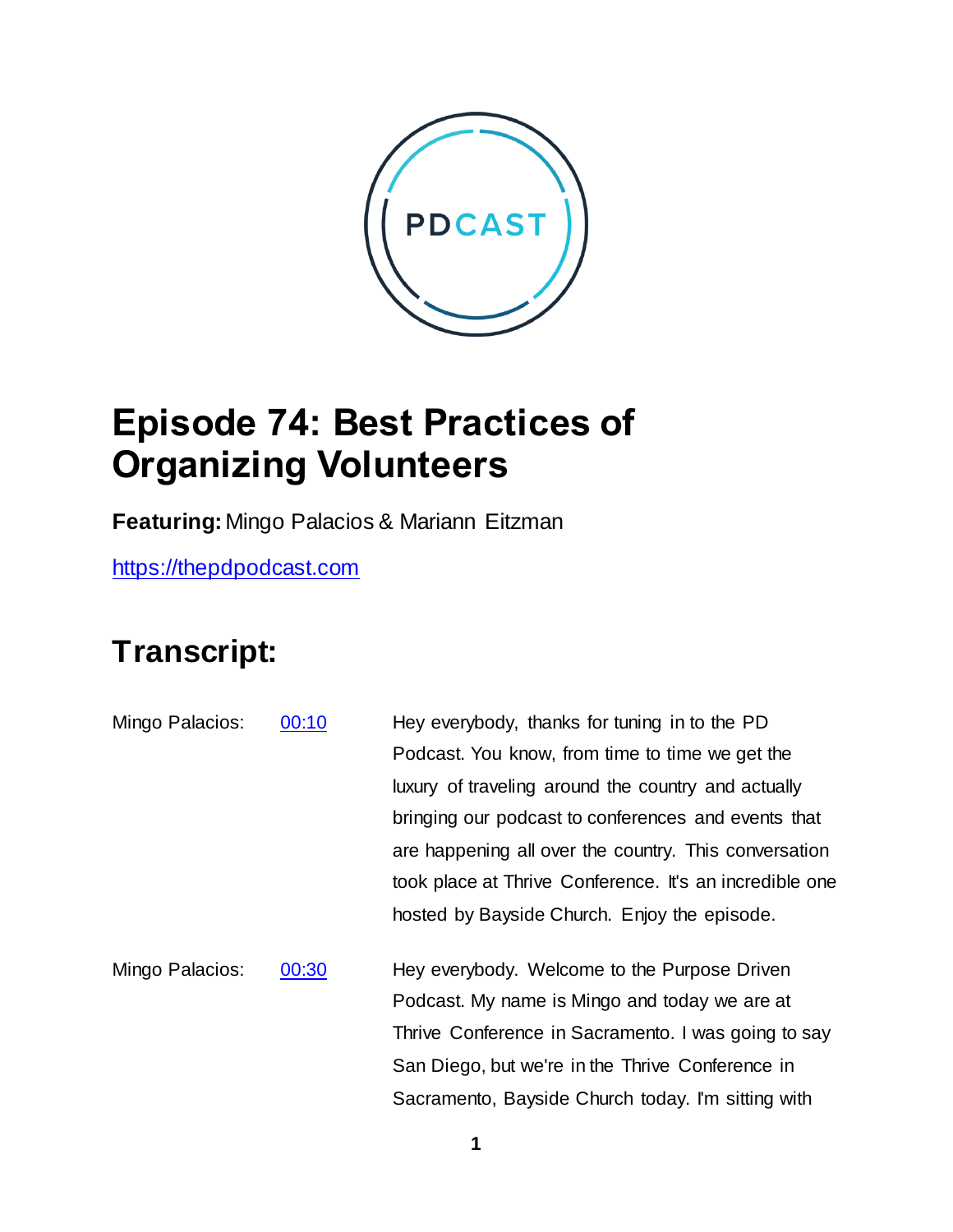PDCAST

# Episode 74: Best Practices of Organizing Volunteers

**Featuring:** Mingo Palacios & Mariann Eitzman

https://thepdpodcast.com

## Transcript:

Mingo Palacios: 00:10 Hey everybody, thanks for tuning in to the PD Podcast. You know, from time to time we get the luxury of traveling around the country and actually bringing our podcast to conferences and events that are happening all over the country. This conversation took place at Thrive Conference. It's an incredible one hosted by Bayside Church. Enjoy the episode.

Mingo Palacios: 00:30 Hey everybody. Welcome to the Purpose Driven Podcast. My name is Mingo and today we are at Thrive Conference in Sacramento. I was going to say San Diego, but we're in the Thrive Conference in Sacramento, Bayside Church today. I'm sitting with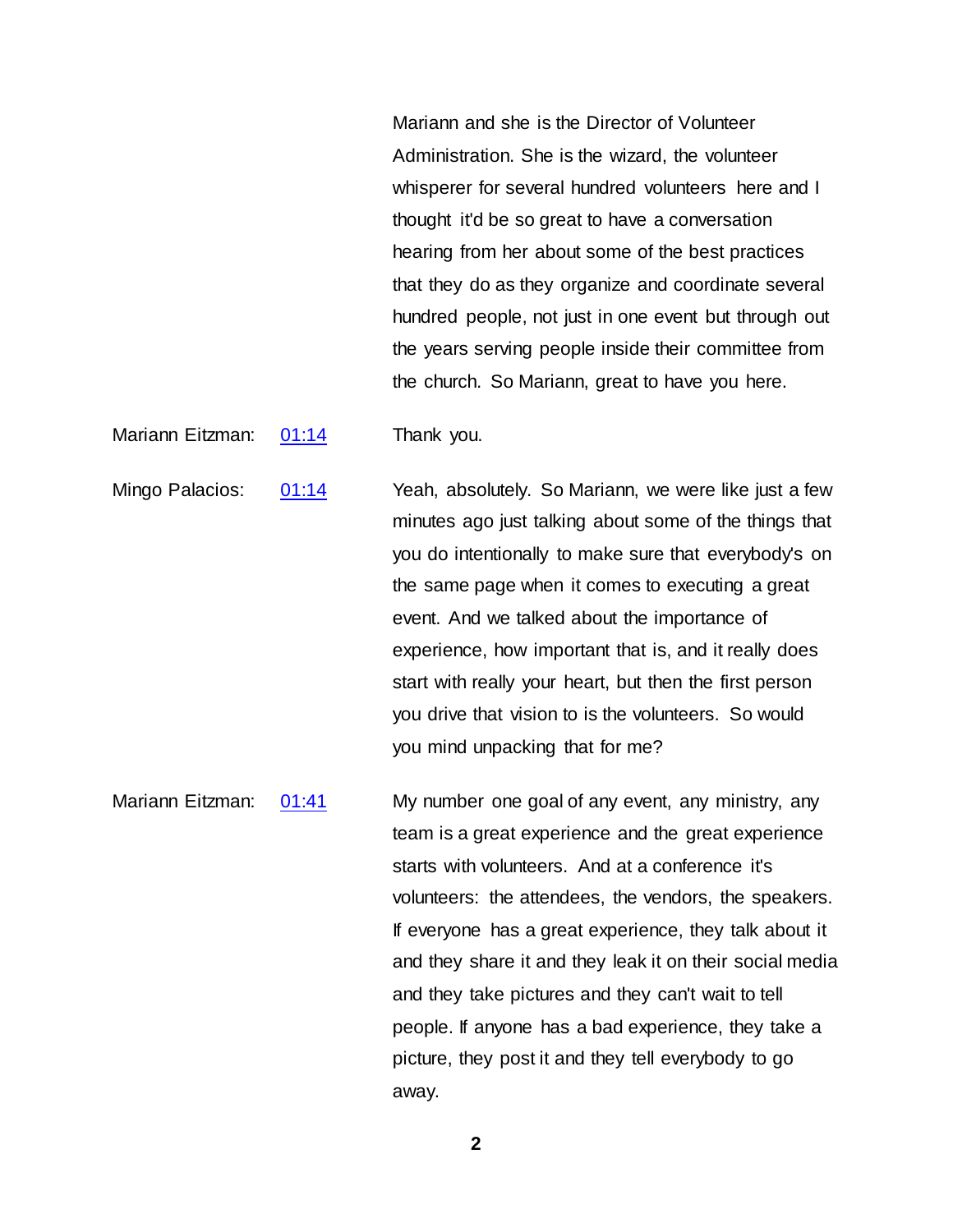Mariann and she is the Director of Volunteer Administration. She is the wizard, the volunteer whisperer for several hundred volunteers here and I thought it'd be so great to have a conversation hearing from her about some of the best practices that they do as they organize and coordinate several hundred people, not just in one event but through out the years serving people inside their committee from the church. So Mariann, great to have you here.

Mariann Eitzman: [01:14](01:14) Thank you.

Mingo Palacios: [01:14](01:14) Yeah, absolutely. So Mariann, we were like just a few minutes ago just talking about some of the things that you do intentionally to make sure that everybody's on the same page when it comes to executing a great event. And we talked about the importance of experience, how important that is, and it really does start with really your heart, but then the first person you drive that vision to is the volunteers. So would you mind unpacking that for me?

Mariann Eitzman: [01:41](01:41) My number one goal of any event, any ministry, any team is a great experience and the great experience starts with volunteers. And at a conference it's volunteers: the attendees, the vendors, the speakers. If everyone has a great experience, they talk about it and they share it and they leak it on their social media and they take pictures and they can't wait to tell people. If anyone has a bad experience, they take a picture, they post it and they tell everybody to go away.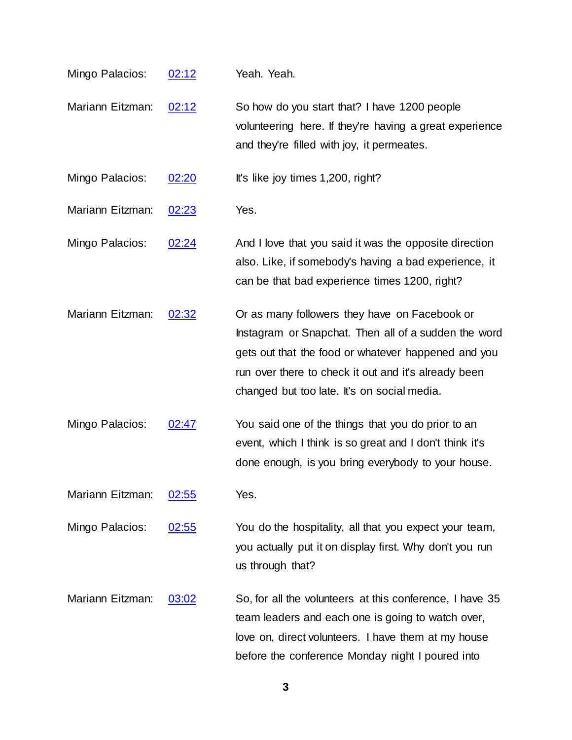Mingo Palacios: [02:12] Yeah. Yeah.

Mariann Eitzman: [02:12] So how do you start that? I have 1200 people volunteering here. If they're having a great experience and they're filled with joy, it permeates.

Mingo Palacios: [02:20] It's like joy times 1,200, right?

Mariann Eitzman: [02:23] Yes.

Mingo Palacios: [02:24] And I love that you said it was the opposite direction also. Like, if somebody's having a bad experience, it can be that bad experience times 1200, right?

Mariann Eitzman: [02:32] Or as many followers they have on Facebook or Instagram or Snapchat. Then all of a sudden the word gets out that the food or whatever happened and you run over there to check it out and it's already been changed but too late. It's on social media.

Mingo Palacios: [02:47] You said one of the things that you do prior to an event, which I think is so great and I don't think it's done enough, is you bring everybody to your house.

Mariann Eitzman: [02:55] Yes.

Mingo Palacios: [02:55] You do the hospitality, all that you expect your team, you actually put it on display first. Why don't you run us through that?

Mariann Eitzman: [03:02] So, for all the volunteers at this conference, I have 35 team leaders and each one is going to watch over, love on, direct volunteers. I have them at my house before the conference Monday night I poured into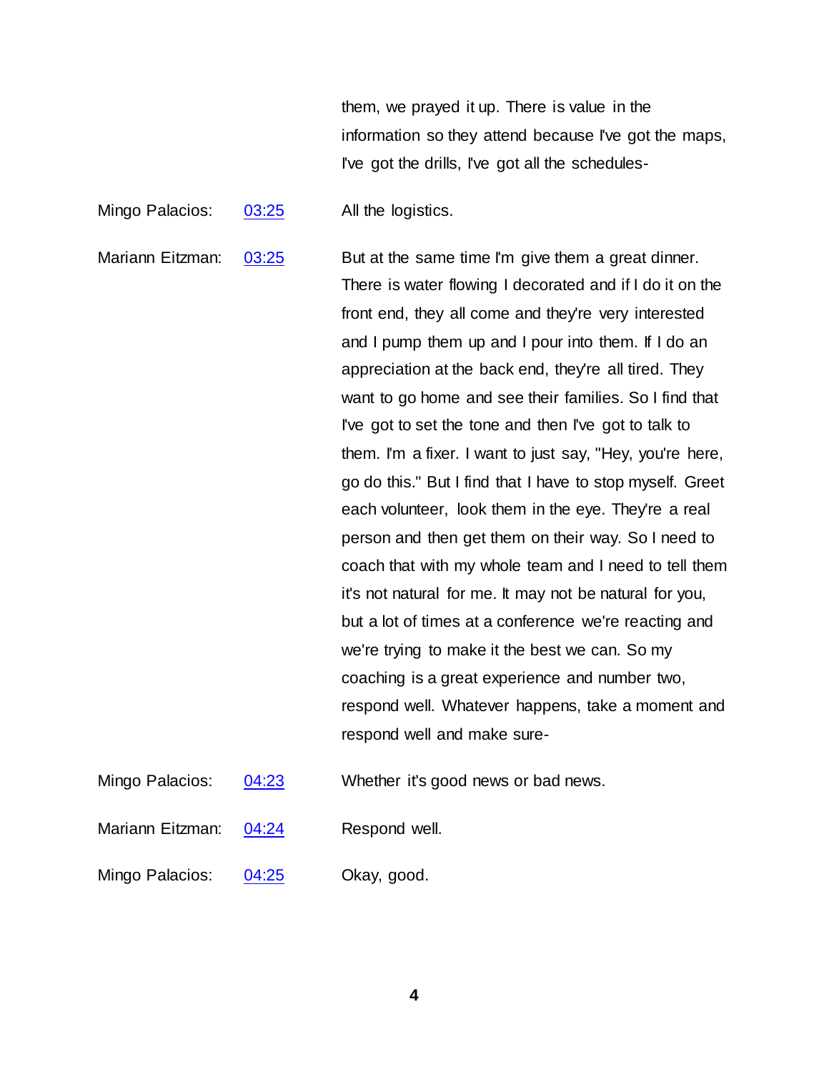them, we prayed it up. There is value in the information so they attend because I've got the maps, I've got the drills, I've got all the schedules-

Mingo Palacios: 03:25 All the logistics.

Mariann Eitzman: 03:25 But at the same time I'm give them a great dinner. There is water flowing I decorated and if I do it on the front end, they all come and they're very interested and I pump them up and I pour into them. If I do an appreciation at the back end, they're all tired. They want to go home and see their families. So I find that I've got to set the tone and then I've got to talk to them. I'm a fixer. I want to just say, "Hey, you're here, go do this." But I find that I have to stop myself. Greet each volunteer, look them in the eye. They're a real person and then get them on their way. So I need to coach that with my whole team and I need to tell them it's not natural for me. It may not be natural for you, but a lot of times at a conference we're reacting and we're trying to make it the best we can. So my coaching is a great experience and number two, respond well. Whatever happens, take a moment and respond well and make sure-

Mingo Palacios: 04:23 Whether it's good news or bad news.

Mariann Eitzman: 04:24 Respond well.

Mingo Palacios: 04:25 Okay, good.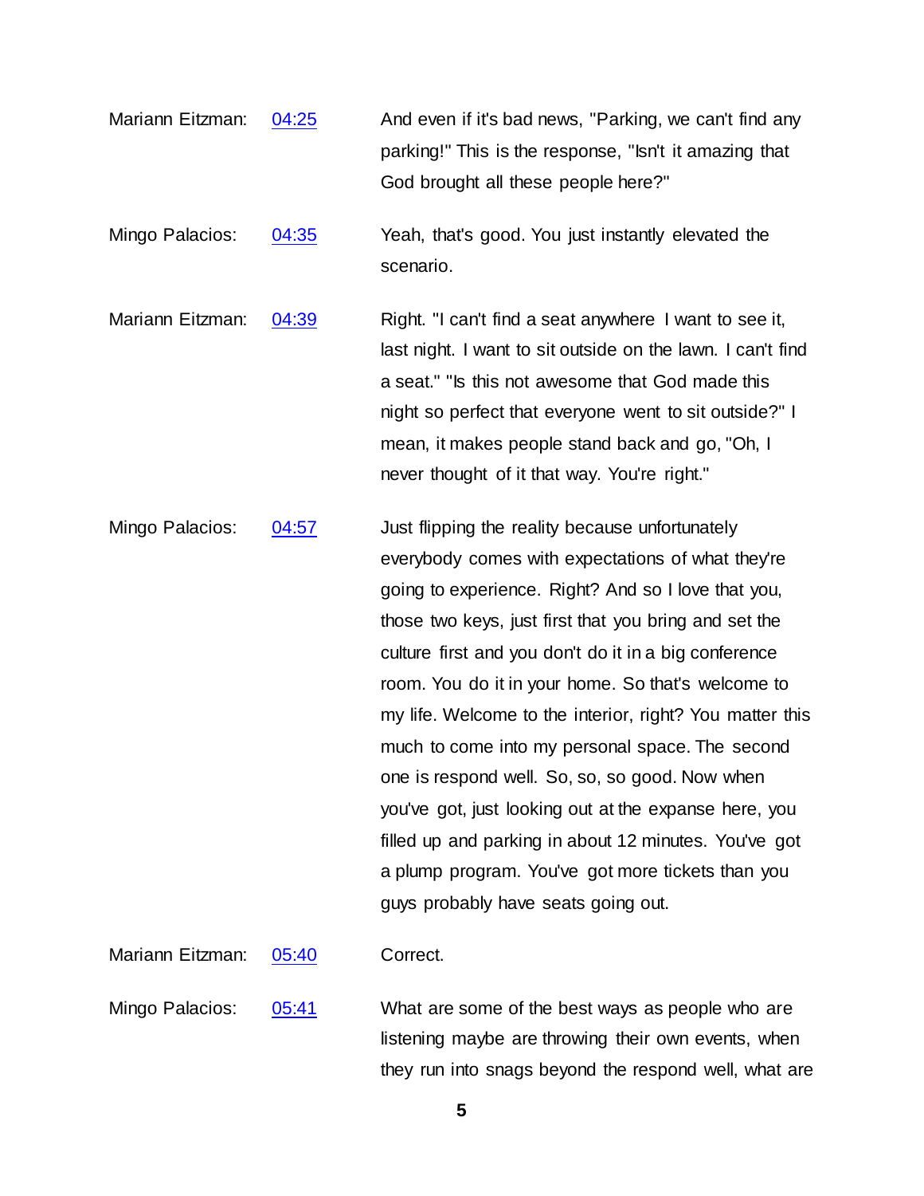Mariann Eitzman: [04:25] And even if it's bad news, "Parking, we can't find any parking!" This is the response, "Isn't it amazing that God brought all these people here?"

Mingo Palacios: [04:35] Yeah, that's good. You just instantly elevated the scenario.

Mariann Eitzman: [04:39] Right. "I can't find a seat anywhere I want to see it, last night. I want to sit outside on the lawn. I can't find a seat." "Is this not awesome that God made this night so perfect that everyone went to sit outside?" I mean, it makes people stand back and go, "Oh, I never thought of it that way. You're right."

Mingo Palacios: [04:57] Just flipping the reality because unfortunately everybody comes with expectations of what they're going to experience. Right? And so I love that you, those two keys, just first that you bring and set the culture first and you don't do it in a big conference room. You do it in your home. So that's welcome to my life. Welcome to the interior, right? You matter this much to come into my personal space. The second one is respond well. So, so, so good. Now when you've got, just looking out at the expanse here, you filled up and parking in about 12 minutes. You've got a plump program. You've got more tickets than you guys probably have seats going out.

Mariann Eitzman: [05:40] Correct.

Mingo Palacios: [05:41] What are some of the best ways as people who are listening maybe are throwing their own events, when they run into snags beyond the respond well, what are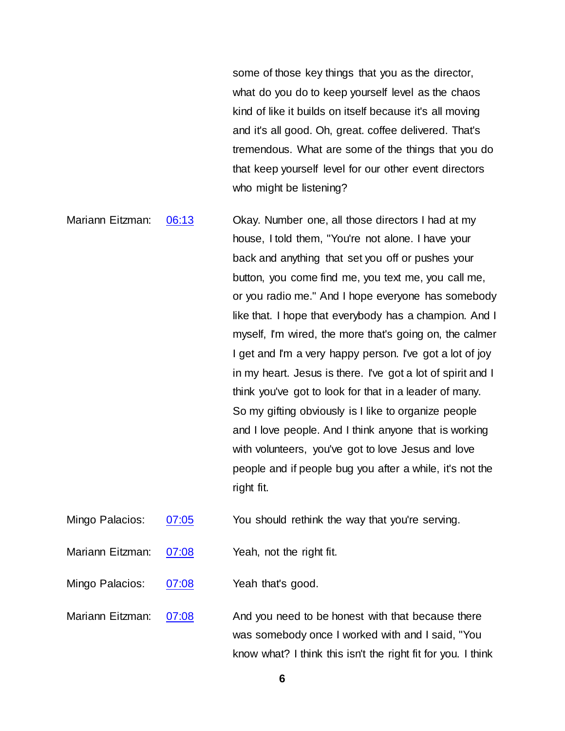some of those key things that you as the director, what do you do to keep yourself level as the chaos kind of like it builds on itself because it's all moving and it's all good. Oh, great. coffee delivered. That's tremendous. What are some of the things that you do that keep yourself level for our other event directors who might be listening?

Mariann Eitzman: [06:13] Okay. Number one, all those directors I had at my house, I told them, "You're not alone. I have your back and anything that set you off or pushes your button, you come find me, you text me, you call me, or you radio me." And I hope everyone has somebody like that. I hope that everybody has a champion. And I myself, I'm wired, the more that's going on, the calmer I get and I'm a very happy person. I've got a lot of joy in my heart. Jesus is there. I've got a lot of spirit and I think you've got to look for that in a leader of many. So my gifting obviously is I like to organize people and I love people. And I think anyone that is working with volunteers, you've got to love Jesus and love people and if people bug you after a while, it's not the right fit.

Mingo Palacios: [07:05] You should rethink the way that you're serving.

Mariann Eitzman: [07:08] Yeah, not the right fit.

Mingo Palacios: [07:08] Yeah that's good.

Mariann Eitzman: [07:08] And you need to be honest with that because there was somebody once I worked with and I said, "You know what? I think this isn't the right fit for you. I think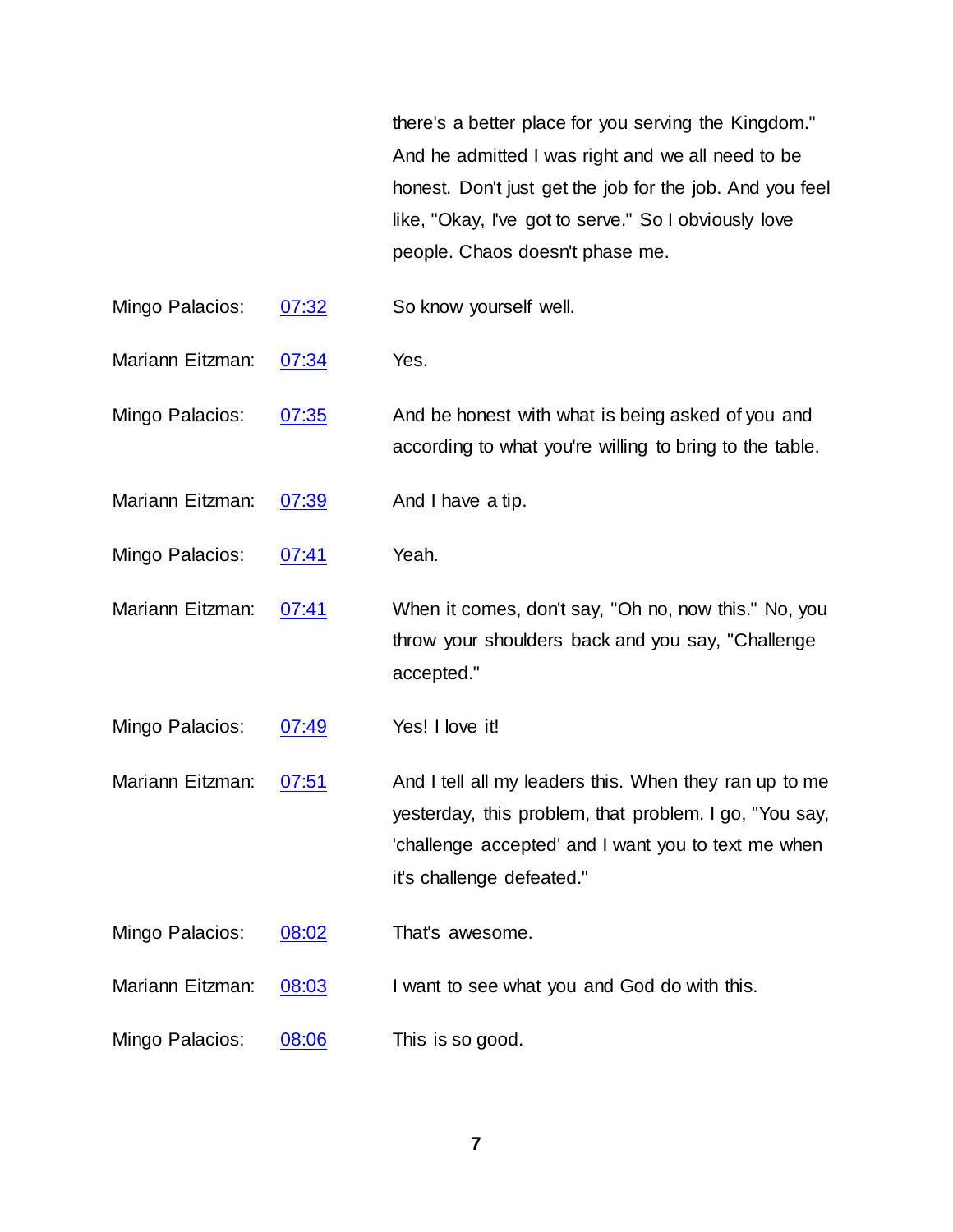there's a better place for you serving the Kingdom." And he admitted I was right and we all need to be honest. Don't just get the job for the job. And you feel like, "Okay, I've got to serve." So I obviously love people. Chaos doesn't phase me.

Mingo Palacios: [07:32] So know yourself well.

Mariann Eitzman: [07:34] Yes.

Mingo Palacios: [07:35] And be honest with what is being asked of you and according to what you're willing to bring to the table.

Mariann Eitzman: [07:39] And I have a tip.

Mingo Palacios: [07:41] Yeah.

Mariann Eitzman: [07:41] When it comes, don't say, "Oh no, now this." No, you throw your shoulders back and you say, "Challenge accepted."

Mingo Palacios: [07:49] Yes! I love it!

Mariann Eitzman: [07:51] And I tell all my leaders this. When they ran up to me yesterday, this problem, that problem. I go, "You say, 'challenge accepted' and I want you to text me when it's challenge defeated."

Mingo Palacios: [08:02] That's awesome.

Mariann Eitzman: [08:03] I want to see what you and God do with this.

Mingo Palacios: [08:06] This is so good.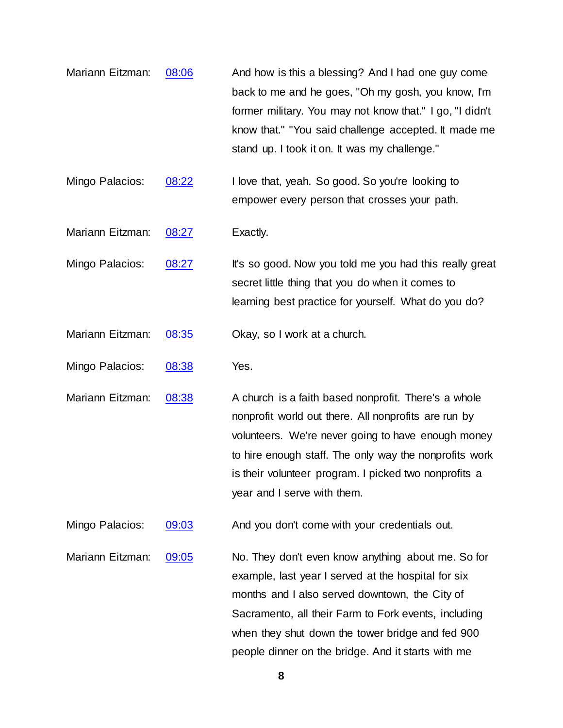Mariann Eitzman: 08:06 And how is this a blessing? And I had one guy come back to me and he goes, "Oh my gosh, you know, I'm former military. You may not know that." I go, "I didn't know that." "You said challenge accepted. It made me stand up. I took it on. It was my challenge."

Mingo Palacios: 08:22 I love that, yeah. So good. So you're looking to empower every person that crosses your path.

Mariann Eitzman: 08:27 Exactly.

Mingo Palacios: 08:27 It's so good. Now you told me you had this really great secret little thing that you do when it comes to learning best practice for yourself. What do you do?

Mariann Eitzman: 08:35 Okay, so I work at a church.

Mingo Palacios: 08:38 Yes.

Mariann Eitzman: 08:38 A church is a faith based nonprofit. There's a whole nonprofit world out there. All nonprofits are run by volunteers. We're never going to have enough money to hire enough staff. The only way the nonprofits work is their volunteer program. I picked two nonprofits a year and I serve with them.

Mingo Palacios: 09:03 And you don't come with your credentials out.

Mariann Eitzman: 09:05 No. They don't even know anything about me. So for example, last year I served at the hospital for six months and I also served downtown, the City of Sacramento, all their Farm to Fork events, including when they shut down the tower bridge and fed 900 people dinner on the bridge. And it starts with me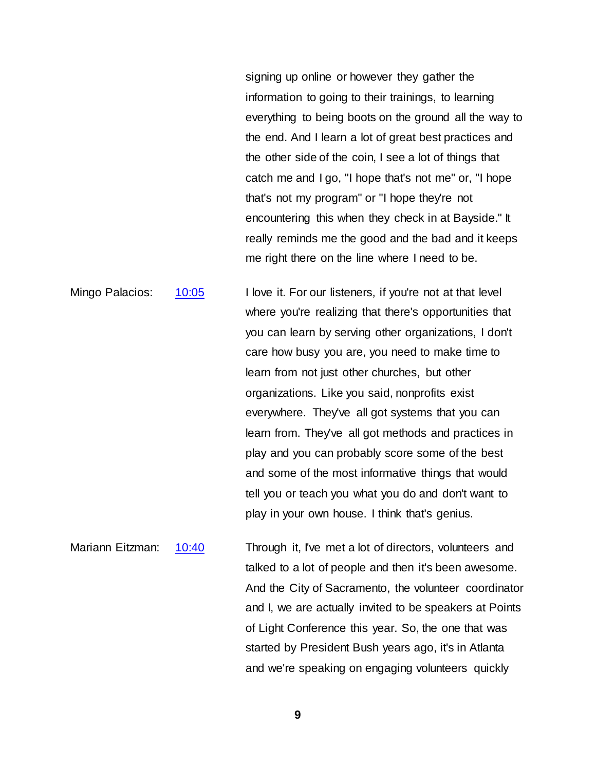signing up online or however they gather the information to going to their trainings, to learning everything to being boots on the ground all the way to the end. And I learn a lot of great best practices and the other side of the coin, I see a lot of things that catch me and I go, "I hope that's not me" or, "I hope that's not my program" or "I hope they're not encountering this when they check in at Bayside." It really reminds me the good and the bad and it keeps me right there on the line where I need to be.

Mingo Palacios: [10:05]

I love it. For our listeners, if you're not at that level where you're realizing that there's opportunities that you can learn by serving other organizations, I don't care how busy you are, you need to make time to learn from not just other churches, but other organizations. Like you said, nonprofits exist everywhere. They've all got systems that you can learn from. They've all got methods and practices in play and you can probably score some of the best and some of the most informative things that would tell you or teach you what you do and don't want to play in your own house. I think that's genius.

Mariann Eitzman: [10:40]

Through it, I've met a lot of directors, volunteers and talked to a lot of people and then it's been awesome. And the City of Sacramento, the volunteer coordinator and I, we are actually invited to be speakers at Points of Light Conference this year. So, the one that was started by President Bush years ago, it's in Atlanta and we're speaking on engaging volunteers quickly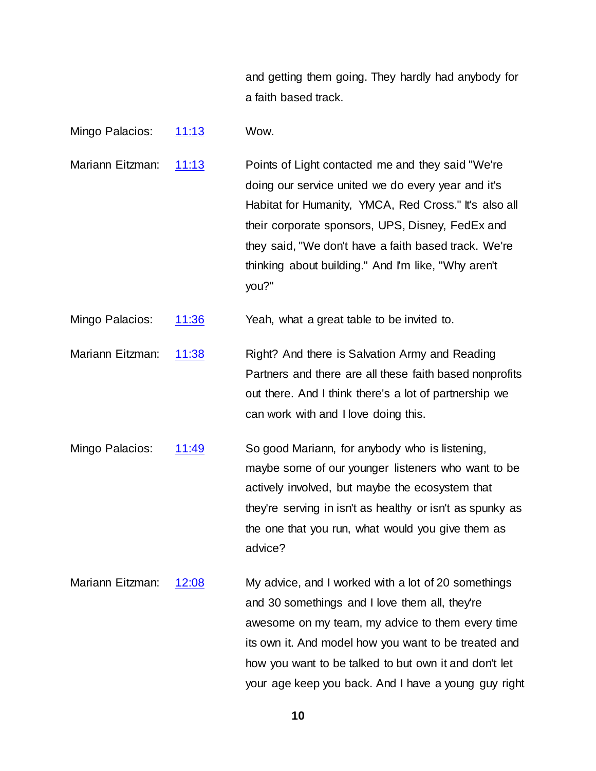and getting them going. They hardly had anybody for a faith based track.

Mingo Palacios: 11:13 Wow.

Mariann Eitzman: 11:13 Points of Light contacted me and they said "We're doing our service united we do every year and it's Habitat for Humanity, YMCA, Red Cross." It's also all their corporate sponsors, UPS, Disney, FedEx and they said, "We don't have a faith based track. We're thinking about building." And I'm like, "Why aren't you?"

Mingo Palacios: 11:36 Yeah, what a great table to be invited to.

Mariann Eitzman: 11:38 Right? And there is Salvation Army and Reading Partners and there are all these faith based nonprofits out there. And I think there's a lot of partnership we can work with and I love doing this.

Mingo Palacios: 11:49 So good Mariann, for anybody who is listening, maybe some of our younger listeners who want to be actively involved, but maybe the ecosystem that they're serving in isn't as healthy or isn't as spunky as the one that you run, what would you give them as advice?

Mariann Eitzman: 12:08 My advice, and I worked with a lot of 20 somethings and 30 somethings and I love them all, they're awesome on my team, my advice to them every time its own it. And model how you want to be treated and how you want to be talked to but own it and don't let your age keep you back. And I have a young guy right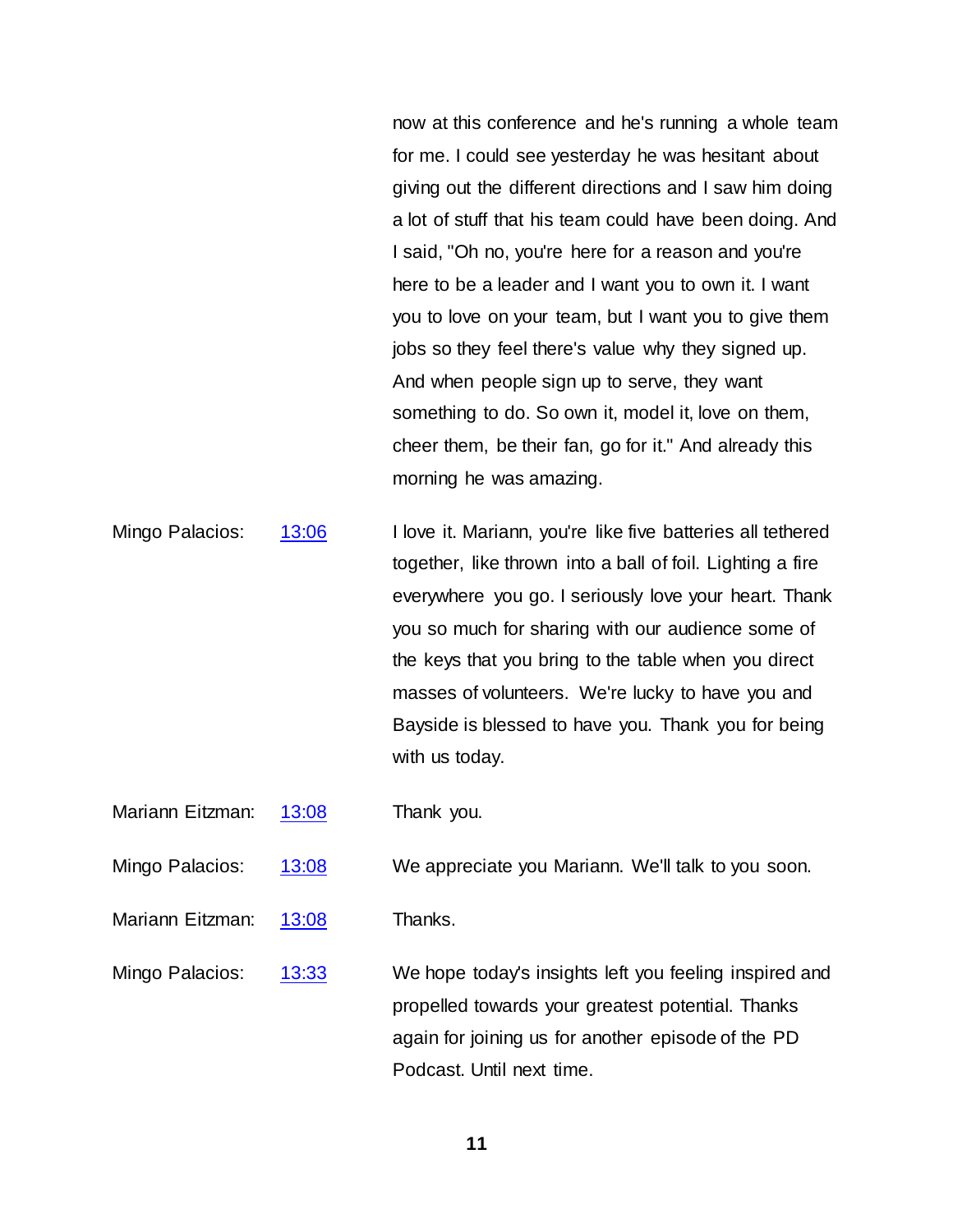now at this conference and he's running a whole team for me. I could see yesterday he was hesitant about giving out the different directions and I saw him doing a lot of stuff that his team could have been doing. And I said, "Oh no, you're here for a reason and you're here to be a leader and I want you to own it. I want you to love on your team, but I want you to give them jobs so they feel there's value why they signed up. And when people sign up to serve, they want something to do. So own it, model it, love on them, cheer them, be their fan, go for it." And already this morning he was amazing.

Mingo Palacios: 13:06 I love it. Mariann, you're like five batteries all tethered together, like thrown into a ball of foil. Lighting a fire everywhere you go. I seriously love your heart. Thank you so much for sharing with our audience some of the keys that you bring to the table when you direct masses of volunteers. We're lucky to have you and Bayside is blessed to have you. Thank you for being with us today.

Mariann Eitzman: 13:08 Thank you.

Mingo Palacios: 13:08 We appreciate you Mariann. We'll talk to you soon.

Mariann Eitzman: 13:08 Thanks.

Mingo Palacios: 13:33 We hope today's insights left you feeling inspired and propelled towards your greatest potential. Thanks again for joining us for another episode of the PD Podcast. Until next time.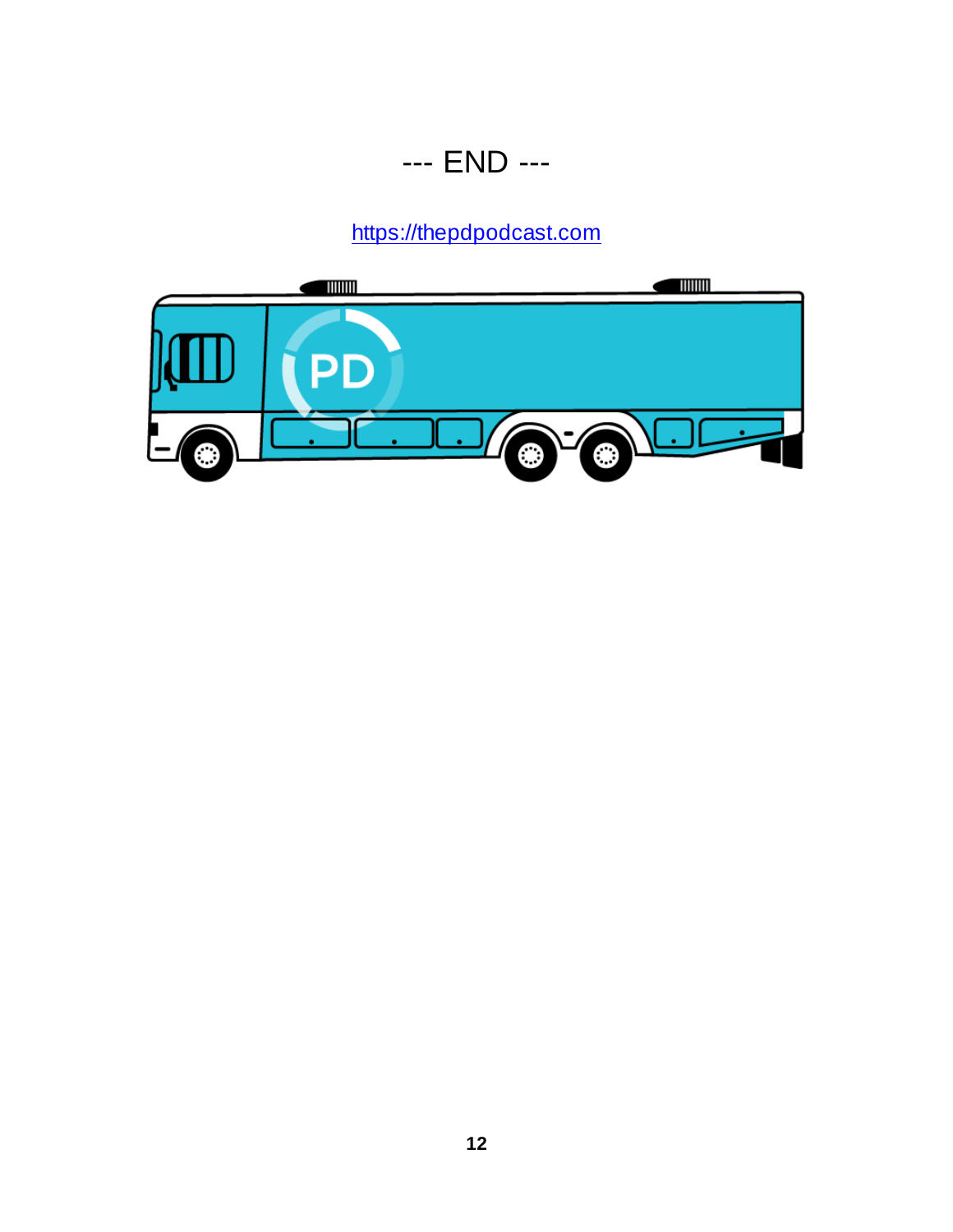--- END ---

https://thepdpodcast.com